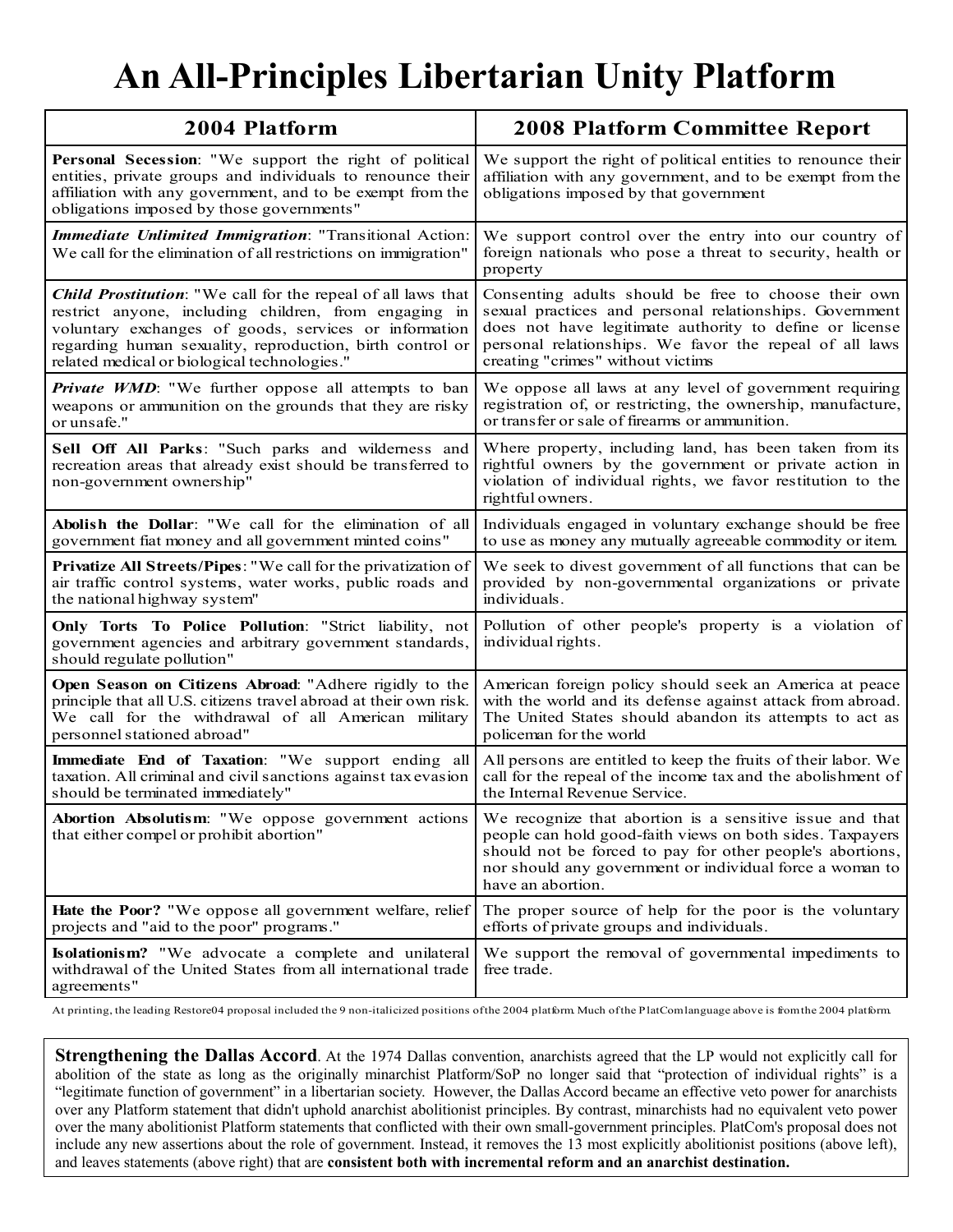# An All-Principles Libertarian Unity Platform

| 2004 Platform | 2008 Platform Committee Report |
|---|---|
| **Personal Secession**: "We support the right of political entities, private groups and individuals to renounce their affiliation with any government, and to be exempt from the obligations imposed by those governments" | We support the right of political entities to renounce their affiliation with any government, and to be exempt from the obligations imposed by that government |
| ***Immediate Unlimited Immigration***: "Transitional Action: We call for the elimination of all restrictions on immigration" | We support control over the entry into our country of foreign nationals who pose a threat to security, health or property |
| ***Child Prostitution***: "We call for the repeal of all laws that restrict anyone, including children, from engaging in voluntary exchanges of goods, services or information regarding human sexuality, reproduction, birth control or related medical or biological technologies." | Consenting adults should be free to choose their own sexual practices and personal relationships. Government does not have legitimate authority to define or license personal relationships. We favor the repeal of all laws creating "crimes" without victims |
| ***Private WMD***: "We further oppose all attempts to ban weapons or ammunition on the grounds that they are risky or unsafe." | We oppose all laws at any level of government requiring registration of, or restricting, the ownership, manufacture, or transfer or sale of firearms or ammunition. |
| **Sell Off All Parks**: "Such parks and wilderness and recreation areas that already exist should be transferred to non-government ownership" | Where property, including land, has been taken from its rightful owners by the government or private action in violation of individual rights, we favor restitution to the rightful owners. |
| **Abolish the Dollar**: "We call for the elimination of all government fiat money and all government minted coins" | Individuals engaged in voluntary exchange should be free to use as money any mutually agreeable commodity or item. |
| **Privatize All Streets/Pipes**: "We call for the privatization of air traffic control systems, water works, public roads and the national highway system" | We seek to divest government of all functions that can be provided by non-governmental organizations or private individuals. |
| **Only Torts To Police Pollution**: "Strict liability, not government agencies and arbitrary government standards, should regulate pollution" | Pollution of other people's property is a violation of individual rights. |
| **Open Season on Citizens Abroad**: "Adhere rigidly to the principle that all U.S. citizens travel abroad at their own risk. We call for the withdrawal of all American military personnel stationed abroad" | American foreign policy should seek an America at peace with the world and its defense against attack from abroad. The United States should abandon its attempts to act as policeman for the world |
| **Immediate End of Taxation**: "We support ending all taxation. All criminal and civil sanctions against tax evasion should be terminated immediately" | All persons are entitled to keep the fruits of their labor. We call for the repeal of the income tax and the abolishment of the Internal Revenue Service. |
| **Abortion Absolutism**: "We oppose government actions that either compel or prohibit abortion" | We recognize that abortion is a sensitive issue and that people can hold good-faith views on both sides. Taxpayers should not be forced to pay for other people's abortions, nor should any government or individual force a woman to have an abortion. |
| **Hate the Poor?** "We oppose all government welfare, relief projects and "aid to the poor" programs." | The proper source of help for the poor is the voluntary efforts of private groups and individuals. |
| **Isolationism?** "We advocate a complete and unilateral withdrawal of the United States from all international trade agreements" | We support the removal of governmental impediments to free trade. |

At printing, the leading Restore04 proposal included the 9 non-italicized positions of the 2004 platform. Much of the PlatCom language above is from the 2004 platform.

**Strengthening the Dallas Accord**. At the 1974 Dallas convention, anarchists agreed that the LP would not explicitly call for abolition of the state as long as the originally minarchist Platform/SoP no longer said that "protection of individual rights" is a "legitimate function of government" in a libertarian society. However, the Dallas Accord became an effective veto power for anarchists over any Platform statement that didn't uphold anarchist abolitionist principles. By contrast, minarchists had no equivalent veto power over the many abolitionist Platform statements that conflicted with their own small-government principles. PlatCom's proposal does not include any new assertions about the role of government. Instead, it removes the 13 most explicitly abolitionist positions (above left), and leaves statements (above right) that are **consistent both with incremental reform and an anarchist destination.**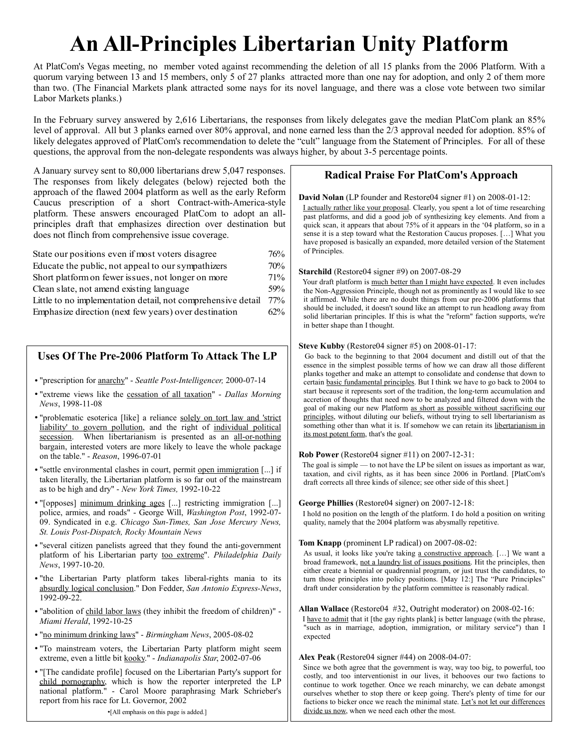# An All-Principles Libertarian Unity Platform

At PlatCom's Vegas meeting, no member voted against recommending the deletion of all 15 planks from the 2006 Platform. With a quorum varying between 13 and 15 members, only 5 of 27 planks attracted more than one nay for adoption, and only 2 of them more than two. (The Financial Markets plank attracted some nays for its novel language, and there was a close vote between two similar Labor Markets planks.)

In the February survey answered by 2,616 Libertarians, the responses from likely delegates gave the median PlatCom plank an 85% level of approval. All but 3 planks earned over 80% approval, and none earned less than the 2/3 approval needed for adoption. 85% of likely delegates approved of PlatCom's recommendation to delete the "cult" language from the Statement of Principles. For all of these questions, the approval from the non-delegate respondents was always higher, by about 3-5 percentage points.

A January survey sent to 80,000 libertarians drew 5,047 responses. The responses from likely delegates (below) rejected both the approach of the flawed 2004 platform as well as the early Reform Caucus prescription of a short Contract-with-America-style platform. These answers encouraged PlatCom to adopt an all-principles draft that emphasizes direction over destination but does not flinch from comprehensive issue coverage.

| | |
|---|---|
| State our positions even if most voters disagree | 76% |
| Educate the public, not appeal to our sympathizers | 70% |
| Short platform on fewer issues, not longer on more | 71% |
| Clean slate, not amend existing language | 59% |
| Little to no implementation detail, not comprehensive detail | 77% |
| Emphasize direction (next few years) over destination | 62% |

## Uses Of The Pre-2006 Platform To Attack The LP

- "prescription for anarchy" - *Seattle Post-Intelligencer,* 2000-07-14
- "extreme views like the cessation of all taxation" - *Dallas Morning News*, 1998-11-08
- "problematic esoterica [like] a reliance solely on tort law and 'strict liability' to govern pollution, and the right of individual political secession. When libertarianism is presented as an all-or-nothing bargain, interested voters are more likely to leave the whole package on the table." - *Reason*, 1996-07-01
- "settle environmental clashes in court, permit open immigration [...] if taken literally, the Libertarian platform is so far out of the mainstream as to be high and dry" - *New York Times,* 1992-10-22
- "[opposes] minimum drinking ages [...] restricting immigration [...] police, armies, and roads" - George Will, *Washington Post*, 1992-07-09. Syndicated in e.g. *Chicago Sun-Times, San Jose Mercury News, St. Louis Post-Dispatch, Rocky Mountain News*
- "several citizen panelists agreed that they found the anti-government platform of his Libertarian party too extreme". *Philadelphia Daily News*, 1997-10-20.
- "the Libertarian Party platform takes liberal-rights mania to its absurdly logical conclusion." Don Fedder, *San Antonio Express-News*, 1992-09-22.
- "abolition of child labor laws (they inhibit the freedom of children)" - *Miami Herald*, 1992-10-25
- "no minimum drinking laws" - *Birmingham News*, 2005-08-02
- "To mainstream voters, the Libertarian Party platform might seem extreme, even a little bit kooky." - *Indianapolis Star*, 2002-07-06
- "[The candidate profile] focused on the Libertarian Party's support for child pornography, which is how the reporter interpreted the LP national platform." - Carol Moore paraphrasing Mark Schrieber's report from his race for Lt. Governor, 2002

•[All emphasis on this page is added.]

## Radical Praise For PlatCom's Approach

**David Nolan** (LP founder and Restore04 signer #1) on 2008-01-12:
I actually rather like your proposal. Clearly, you spent a lot of time researching past platforms, and did a good job of synthesizing key elements. And from a quick scan, it appears that about 75% of it appears in the '04 platform, so in a sense it is a step toward what the Restoration Caucus proposes. […] What you have proposed is basically an expanded, more detailed version of the Statement of Principles.

**Starchild** (Restore04 signer #9) on 2007-08-29
Your draft platform is much better than I might have expected. It even includes the Non-Aggression Principle, though not as prominently as I would like to see it affirmed. While there are no doubt things from our pre-2006 platforms that should be included, it doesn't sound like an attempt to run headlong away from solid libertarian principles. If this is what the "reform" faction supports, we're in better shape than I thought.

**Steve Kubby** (Restore04 signer #5) on 2008-01-17:
Go back to the beginning to that 2004 document and distill out of that the essence in the simplest possible terms of how we can draw all those different planks together and make an attempt to consolidate and condense that down to certain basic fundamental principles. But I think we have to go back to 2004 to start because it represents sort of the tradition, the long-term accumulation and accretion of thoughts that need now to be analyzed and filtered down with the goal of making our new Platform as short as possible without sacrificing our principles, without diluting our beliefs, without trying to sell libertarianism as something other than what it is. If somehow we can retain its libertarianism in its most potent form, that's the goal.

**Rob Power** (Restore04 signer #11) on 2007-12-31:
The goal is simple — to not have the LP be silent on issues as important as war, taxation, and civil rights, as it has been since 2006 in Portland. [PlatCom's draft corrects all three kinds of silence; see other side of this sheet.]

**George Phillies** (Restore04 signer) on 2007-12-18:
I hold no position on the length of the platform. I do hold a position on writing quality, namely that the 2004 platform was abysmally repetitive.

**Tom Knapp** (prominent LP radical) on 2007-08-02:
As usual, it looks like you're taking a constructive approach. […] We want a broad framework, not a laundry list of issues positions. Hit the principles, then either create a biennial or quadrennial program, or just trust the candidates, to turn those principles into policy positions. [May 12:] The "Pure Principles" draft under consideration by the platform committee is reasonably radical.

**Allan Wallace** (Restore04 #32, Outright moderator) on 2008-02-16:
I have to admit that it [the gay rights plank] is better language (with the phrase, "such as in marriage, adoption, immigration, or military service") than I expected

**Alex Peak** (Restore04 signer #44) on 2008-04-07:
Since we both agree that the government is way, way too big, to powerful, too costly, and too interventionist in our lives, it behooves our two factions to continue to work together. Once we reach minarchy, we can debate amongst ourselves whether to stop there or keep going. There's plenty of time for our factions to bicker once we reach the minimal state. Let's not let our differences divide us now, when we need each other the most.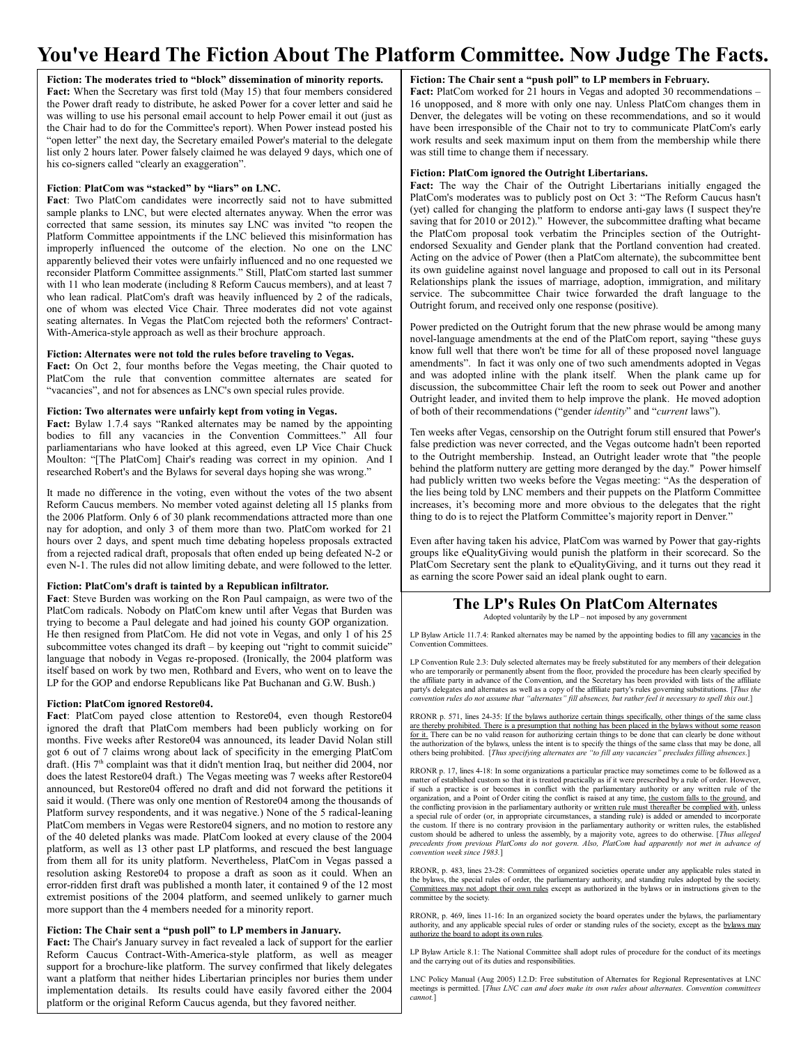# You've Heard The Fiction About The Platform Committee. Now Judge The Facts.

**Fiction: The moderates tried to "block" dissemination of minority reports.**
**Fact:** When the Secretary was first told (May 15) that four members considered the Power draft ready to distribute, he asked Power for a cover letter and said he was willing to use his personal email account to help Power email it out (just as the Chair had to do for the Committee's report). When Power instead posted his "open letter" the next day, the Secretary emailed Power's material to the delegate list only 2 hours later. Power falsely claimed he was delayed 9 days, which one of his co-signers called "clearly an exaggeration".

**Fiction**: **PlatCom was "stacked" by "liars" on LNC.**
**Fact**: Two PlatCom candidates were incorrectly said not to have submitted sample planks to LNC, but were elected alternates anyway. When the error was corrected that same session, its minutes say LNC was invited "to reopen the Platform Committee appointments if the LNC believed this misinformation has improperly influenced the outcome of the election. No one on the LNC apparently believed their votes were unfairly influenced and no one requested we reconsider Platform Committee assignments." Still, PlatCom started last summer with 11 who lean moderate (including 8 Reform Caucus members), and at least 7 who lean radical. PlatCom's draft was heavily influenced by 2 of the radicals, one of whom was elected Vice Chair. Three moderates did not vote against seating alternates. In Vegas the PlatCom rejected both the reformers' Contract-With-America-style approach as well as their brochure approach.

**Fiction: Alternates were not told the rules before traveling to Vegas.**
**Fact:** On Oct 2, four months before the Vegas meeting, the Chair quoted to PlatCom the rule that convention committee alternates are seated for "vacancies", and not for absences as LNC's own special rules provide.

**Fiction: Two alternates were unfairly kept from voting in Vegas.**
**Fact:** Bylaw 1.7.4 says "Ranked alternates may be named by the appointing bodies to fill any vacancies in the Convention Committees." All four parliamentarians who have looked at this agreed, even LP Vice Chair Chuck Moulton: "[The PlatCom] Chair's reading was correct in my opinion. And I researched Robert's and the Bylaws for several days hoping she was wrong."

It made no difference in the voting, even without the votes of the two absent Reform Caucus members. No member voted against deleting all 15 planks from the 2006 Platform. Only 6 of 30 plank recommendations attracted more than one nay for adoption, and only 3 of them more than two. PlatCom worked for 21 hours over 2 days, and spent much time debating hopeless proposals extracted from a rejected radical draft, proposals that often ended up being defeated N-2 or even N-1. The rules did not allow limiting debate, and were followed to the letter.

**Fiction: PlatCom's draft is tainted by a Republican infiltrator.**
**Fact**: Steve Burden was working on the Ron Paul campaign, as were two of the PlatCom radicals. Nobody on PlatCom knew until after Vegas that Burden was trying to become a Paul delegate and had joined his county GOP organization. He then resigned from PlatCom. He did not vote in Vegas, and only 1 of his 25 subcommittee votes changed its draft – by keeping out "right to commit suicide" language that nobody in Vegas re-proposed. (Ironically, the 2004 platform was itself based on work by two men, Rothbard and Evers, who went on to leave the LP for the GOP and endorse Republicans like Pat Buchanan and G.W. Bush.)

**Fiction: PlatCom ignored Restore04.**
**Fact**: PlatCom payed close attention to Restore04, even though Restore04 ignored the draft that PlatCom members had been publicly working on for months. Five weeks after Restore04 was announced, its leader David Nolan still got 6 out of 7 claims wrong about lack of specificity in the emerging PlatCom draft. (His 7th complaint was that it didn't mention Iraq, but neither did 2004, nor does the latest Restore04 draft.) The Vegas meeting was 7 weeks after Restore04 announced, but Restore04 offered no draft and did not forward the petitions it said it would. (There was only one mention of Restore04 among the thousands of Platform survey respondents, and it was negative.) None of the 5 radical-leaning PlatCom members in Vegas were Restore04 signers, and no motion to restore any of the 40 deleted planks was made. PlatCom looked at every clause of the 2004 platform, as well as 13 other past LP platforms, and rescued the best language from them all for its unity platform. Nevertheless, PlatCom in Vegas passed a resolution asking Restore04 to propose a draft as soon as it could. When an error-ridden first draft was published a month later, it contained 9 of the 12 most extremist positions of the 2004 platform, and seemed unlikely to garner much more support than the 4 members needed for a minority report.

**Fiction: The Chair sent a "push poll" to LP members in January.**
**Fact:** The Chair's January survey in fact revealed a lack of support for the earlier Reform Caucus Contract-With-America-style platform, as well as meager support for a brochure-like platform. The survey confirmed that likely delegates want a platform that neither hides Libertarian principles nor buries them under implementation details. Its results could have easily favored either the 2004 platform or the original Reform Caucus agenda, but they favored neither.

**Fiction: The Chair sent a "push poll" to LP members in February.**
**Fact:** PlatCom worked for 21 hours in Vegas and adopted 30 recommendations – 16 unopposed, and 8 more with only one nay. Unless PlatCom changes them in Denver, the delegates will be voting on these recommendations, and so it would have been irresponsible of the Chair not to try to communicate PlatCom's early work results and seek maximum input on them from the membership while there was still time to change them if necessary.

**Fiction: PlatCom ignored the Outright Libertarians.**
**Fact:** The way the Chair of the Outright Libertarians initially engaged the PlatCom's moderates was to publicly post on Oct 3: "The Reform Caucus hasn't (yet) called for changing the platform to endorse anti-gay laws (I suspect they're saving that for 2010 or 2012)." However, the subcommittee drafting what became the PlatCom proposal took verbatim the Principles section of the Outright-endorsed Sexuality and Gender plank that the Portland convention had created. Acting on the advice of Power (then a PlatCom alternate), the subcommittee bent its own guideline against novel language and proposed to call out in its Personal Relationships plank the issues of marriage, adoption, immigration, and military service. The subcommittee Chair twice forwarded the draft language to the Outright forum, and received only one response (positive).

Power predicted on the Outright forum that the new phrase would be among many novel-language amendments at the end of the PlatCom report, saying "these guys know full well that there won't be time for all of these proposed novel language amendments". In fact it was only one of two such amendments adopted in Vegas and was adopted inline with the plank itself. When the plank came up for discussion, the subcommittee Chair left the room to seek out Power and another Outright leader, and invited them to help improve the plank. He moved adoption of both of their recommendations ("gender *identity*" and "*current* laws").

Ten weeks after Vegas, censorship on the Outright forum still ensured that Power's false prediction was never corrected, and the Vegas outcome hadn't been reported to the Outright membership. Instead, an Outright leader wrote that "the people behind the platform nuttery are getting more deranged by the day." Power himself had publicly written two weeks before the Vegas meeting: "As the desperation of the lies being told by LNC members and their puppets on the Platform Committee increases, it's becoming more and more obvious to the delegates that the right thing to do is to reject the Platform Committee's majority report in Denver."

Even after having taken his advice, PlatCom was warned by Power that gay-rights groups like eQualityGiving would punish the platform in their scorecard. So the PlatCom Secretary sent the plank to eQualityGiving, and it turns out they read it as earning the score Power said an ideal plank ought to earn.

## The LP's Rules On PlatCom Alternates

Adopted voluntarily by the LP – not imposed by any government

LP Bylaw Article 11.7.4: Ranked alternates may be named by the appointing bodies to fill any vacancies in the Convention Committees.

LP Convention Rule 2.3: Duly selected alternates may be freely substituted for any members of their delegation who are temporarily or permanently absent from the floor, provided the procedure has been clearly specified by the affiliate party in advance of the Convention, and the Secretary has been provided with lists of the affiliate party's delegates and alternates as well as a copy of the affiliate party's rules governing substitutions. [*Thus the convention rules do not assume that "alternates" fill absences, but rather feel it necessary to spell this out.*]

RRONR p. 571, lines 24-35: If the bylaws authorize certain things specifically, other things of the same class are thereby prohibited. There is a presumption that nothing has been placed in the bylaws without some reason for it. There can be no valid reason for authorizing certain things to be done that can clearly be done without the authorization of the bylaws, unless the intent is to specify the things of the same class that may be done, all others being prohibited. [*Thus specifying alternates are "to fill any vacancies" precludes filling absences.*]

RRONR p. 17, lines 4-18: In some organizations a particular practice may sometimes come to be followed as a matter of established custom so that it is treated practically as if it were prescribed by a rule of order. However, if such a practice is or becomes in conflict with the parliamentary authority or any written rule of the organization, and a Point of Order citing the conflict is raised at any time, the custom falls to the ground, and the conflicting provision in the parliamentary authority or written rule must thereafter be complied with, unless a special rule of order (or, in appropriate circumstances, a standing rule) is added or amended to incorporate the custom. If there is no contrary provision in the parliamentary authority or written rules, the established custom should be adhered to unless the assembly, by a majority vote, agrees to do otherwise. [*Thus alleged precedents from previous PlatComs do not govern. Also, PlatCom had apparently not met in advance of convention week since 1983.*]

RRONR, p. 483, lines 23-28: Committees of organized societies operate under any applicable rules stated in the bylaws, the special rules of order, the parliamentary authority, and standing rules adopted by the society. Committees may not adopt their own rules except as authorized in the bylaws or in instructions given to the committee by the society.

RRONR, p. 469, lines 11-16: In an organized society the board operates under the bylaws, the parliamentary authority, and any applicable special rules of order or standing rules of the society, except as the bylaws may authorize the board to adopt its own rules.

LP Bylaw Article 8.1: The National Committee shall adopt rules of procedure for the conduct of its meetings and the carrying out of its duties and responsibilities.

LNC Policy Manual (Aug 2005) I.2.D: Free substitution of Alternates for Regional Representatives at LNC meetings is permitted. [*Thus LNC can and does make its own rules about alternates. Convention committees cannot.*]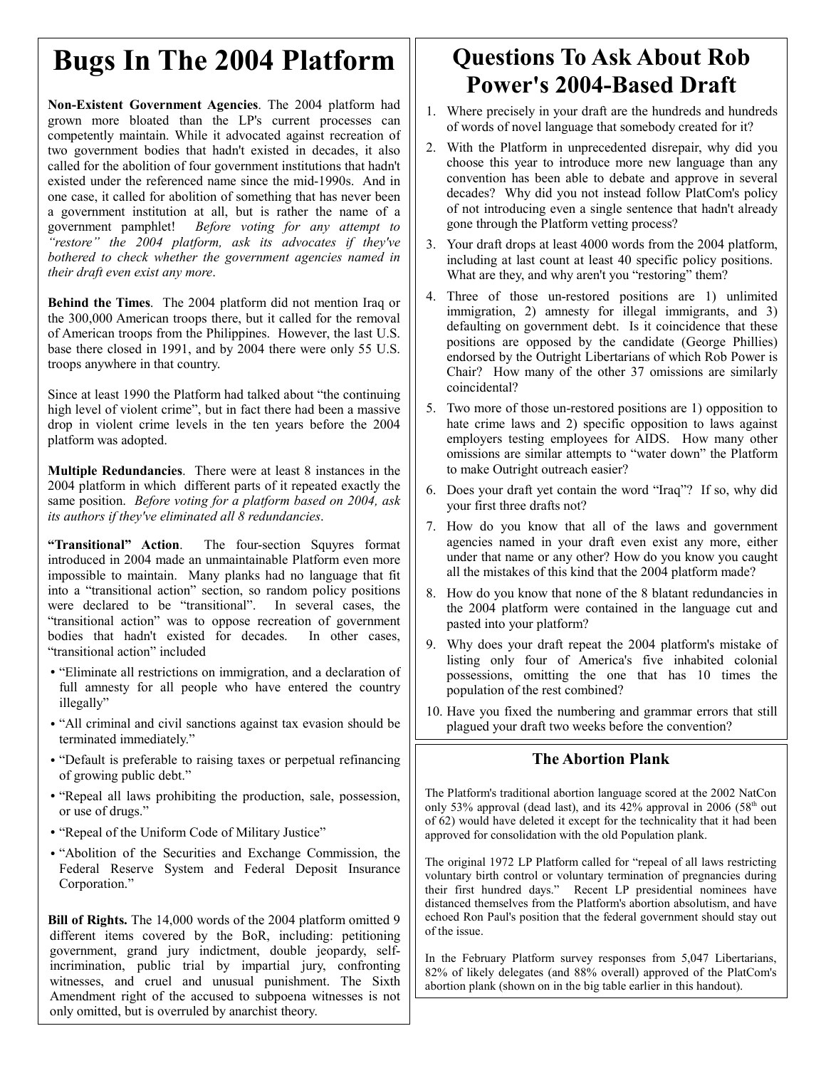# Bugs In The 2004 Platform

**Non-Existent Government Agencies**. The 2004 platform had grown more bloated than the LP's current processes can competently maintain. While it advocated against recreation of two government bodies that hadn't existed in decades, it also called for the abolition of four government institutions that hadn't existed under the referenced name since the mid-1990s. And in one case, it called for abolition of something that has never been a government institution at all, but is rather the name of a government pamphlet! *Before voting for any attempt to "restore" the 2004 platform, ask its advocates if they've bothered to check whether the government agencies named in their draft even exist any more*.

**Behind the Times**. The 2004 platform did not mention Iraq or the 300,000 American troops there, but it called for the removal of American troops from the Philippines. However, the last U.S. base there closed in 1991, and by 2004 there were only 55 U.S. troops anywhere in that country.

Since at least 1990 the Platform had talked about "the continuing high level of violent crime", but in fact there had been a massive drop in violent crime levels in the ten years before the 2004 platform was adopted.

**Multiple Redundancies**. There were at least 8 instances in the 2004 platform in which different parts of it repeated exactly the same position. *Before voting for a platform based on 2004, ask its authors if they've eliminated all 8 redundancies*.

**"Transitional" Action**. The four-section Squyres format introduced in 2004 made an unmaintainable Platform even more impossible to maintain. Many planks had no language that fit into a "transitional action" section, so random policy positions were declared to be "transitional". In several cases, the "transitional action" was to oppose recreation of government bodies that hadn't existed for decades. In other cases, "transitional action" included

- "Eliminate all restrictions on immigration, and a declaration of full amnesty for all people who have entered the country illegally"
- "All criminal and civil sanctions against tax evasion should be terminated immediately."
- "Default is preferable to raising taxes or perpetual refinancing of growing public debt."
- "Repeal all laws prohibiting the production, sale, possession, or use of drugs."
- "Repeal of the Uniform Code of Military Justice"
- "Abolition of the Securities and Exchange Commission, the Federal Reserve System and Federal Deposit Insurance Corporation."

**Bill of Rights.** The 14,000 words of the 2004 platform omitted 9 different items covered by the BoR, including: petitioning government, grand jury indictment, double jeopardy, self-incrimination, public trial by impartial jury, confronting witnesses, and cruel and unusual punishment. The Sixth Amendment right of the accused to subpoena witnesses is not only omitted, but is overruled by anarchist theory.

# Questions To Ask About Rob Power's 2004-Based Draft

1. Where precisely in your draft are the hundreds and hundreds of words of novel language that somebody created for it?
2. With the Platform in unprecedented disrepair, why did you choose this year to introduce more new language than any convention has been able to debate and approve in several decades? Why did you not instead follow PlatCom's policy of not introducing even a single sentence that hadn't already gone through the Platform vetting process?
3. Your draft drops at least 4000 words from the 2004 platform, including at last count at least 40 specific policy positions. What are they, and why aren't you "restoring" them?
4. Three of those un-restored positions are 1) unlimited immigration, 2) amnesty for illegal immigrants, and 3) defaulting on government debt. Is it coincidence that these positions are opposed by the candidate (George Phillies) endorsed by the Outright Libertarians of which Rob Power is Chair? How many of the other 37 omissions are similarly coincidental?
5. Two more of those un-restored positions are 1) opposition to hate crime laws and 2) specific opposition to laws against employers testing employees for AIDS. How many other omissions are similar attempts to "water down" the Platform to make Outright outreach easier?
6. Does your draft yet contain the word "Iraq"? If so, why did your first three drafts not?
7. How do you know that all of the laws and government agencies named in your draft even exist any more, either under that name or any other? How do you know you caught all the mistakes of this kind that the 2004 platform made?
8. How do you know that none of the 8 blatant redundancies in the 2004 platform were contained in the language cut and pasted into your platform?
9. Why does your draft repeat the 2004 platform's mistake of listing only four of America's five inhabited colonial possessions, omitting the one that has 10 times the population of the rest combined?
10. Have you fixed the numbering and grammar errors that still plagued your draft two weeks before the convention?

## The Abortion Plank

The Platform's traditional abortion language scored at the 2002 NatCon only 53% approval (dead last), and its 42% approval in 2006 (58th out of 62) would have deleted it except for the technicality that it had been approved for consolidation with the old Population plank.

The original 1972 LP Platform called for "repeal of all laws restricting voluntary birth control or voluntary termination of pregnancies during their first hundred days." Recent LP presidential nominees have distanced themselves from the Platform's abortion absolutism, and have echoed Ron Paul's position that the federal government should stay out of the issue.

In the February Platform survey responses from 5,047 Libertarians, 82% of likely delegates (and 88% overall) approved of the PlatCom's abortion plank (shown on in the big table earlier in this handout).